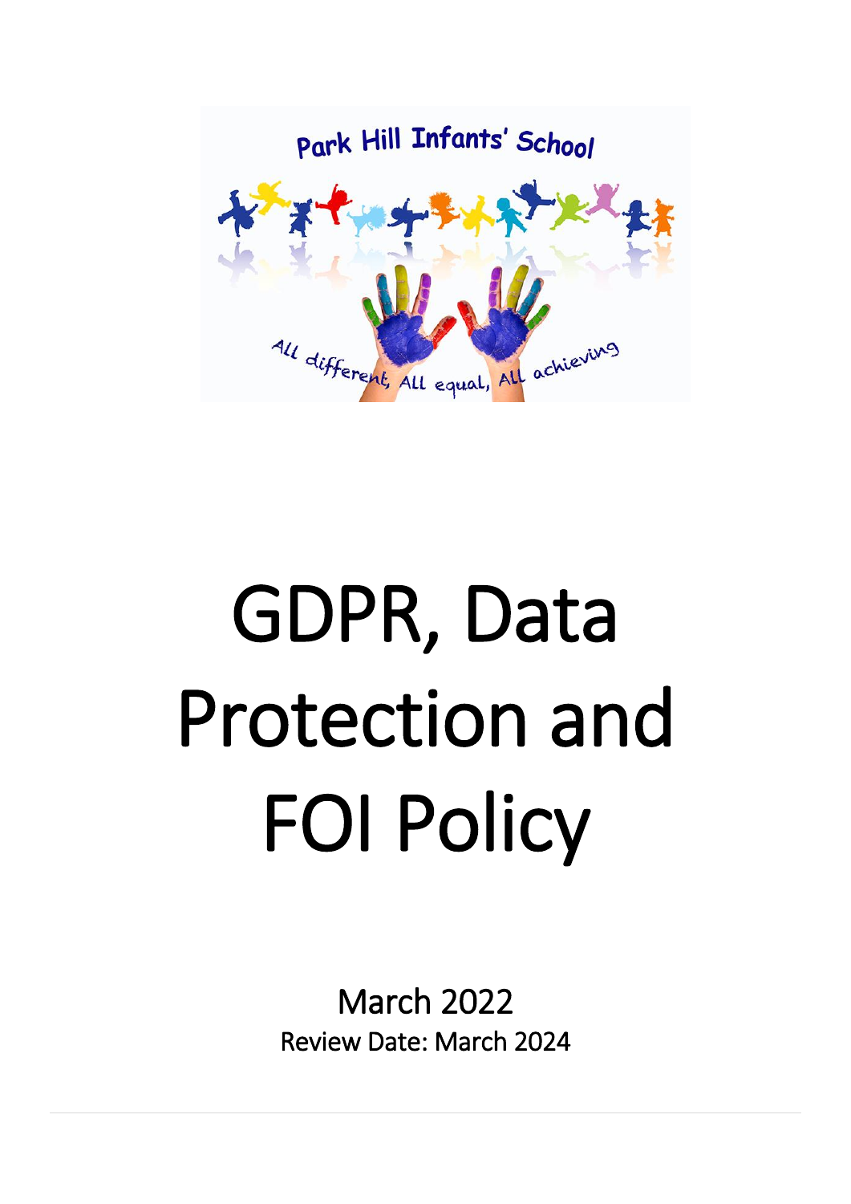Park Hill Infants' School

All different, All equal, All achieving

# GDPR, Data Protection and FOI Policy

March 2022

Review Date: March 2024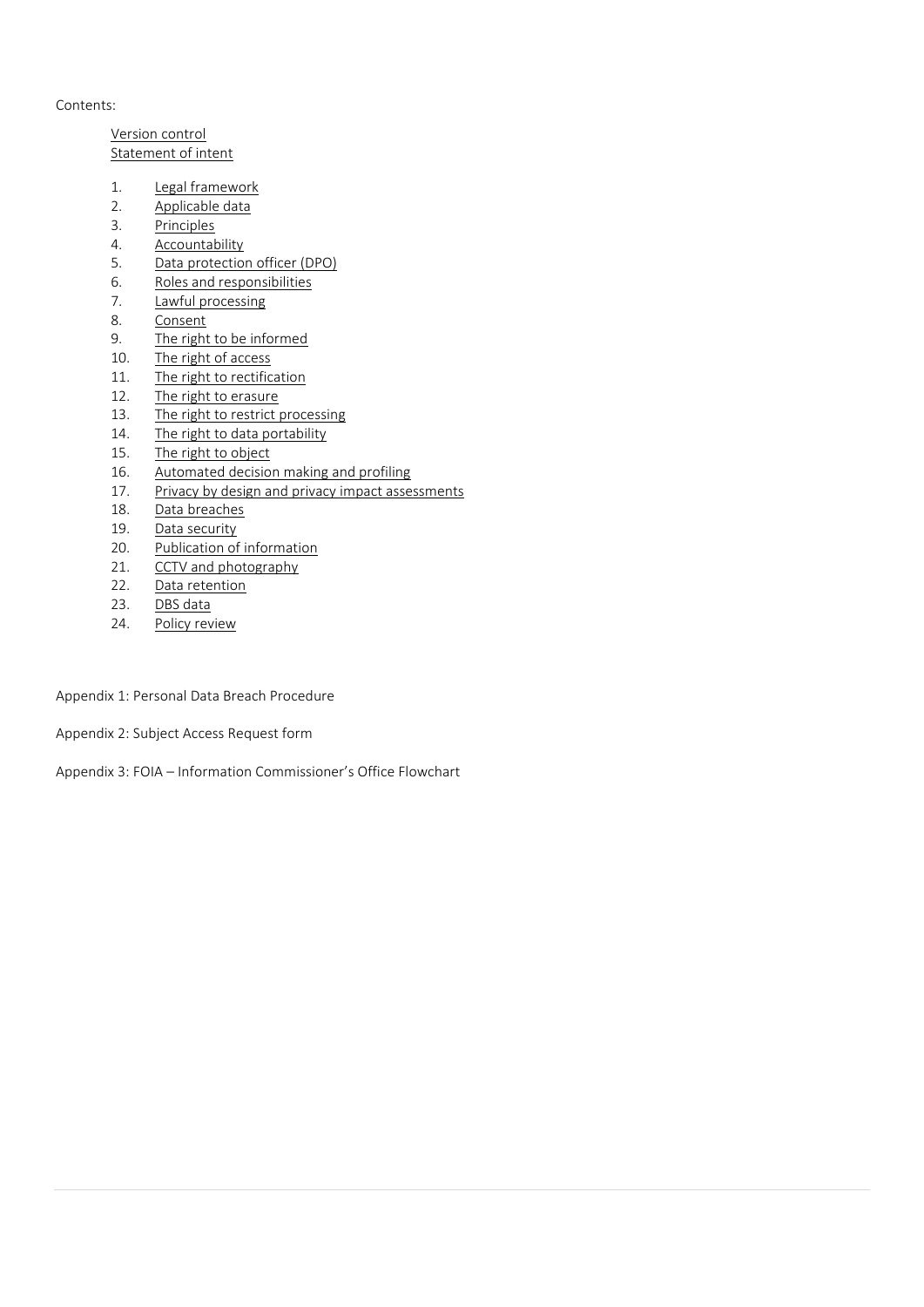Contents:

Version control
Statement of intent

1. Legal framework
2. Applicable data
3. Principles
4. Accountability
5. Data protection officer (DPO)
6. Roles and responsibilities
7. Lawful processing
8. Consent
9. The right to be informed
10. The right of access
11. The right to rectification
12. The right to erasure
13. The right to restrict processing
14. The right to data portability
15. The right to object
16. Automated decision making and profiling
17. Privacy by design and privacy impact assessments
18. Data breaches
19. Data security
20. Publication of information
21. CCTV and photography
22. Data retention
23. DBS data
24. Policy review

Appendix 1: Personal Data Breach Procedure

Appendix 2: Subject Access Request form

Appendix 3: FOIA – Information Commissioner's Office Flowchart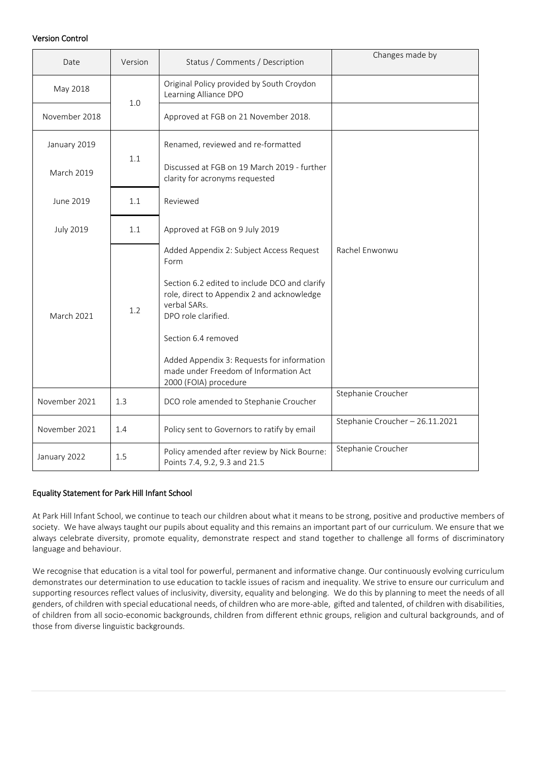### Version Control

| Date | Version | Status / Comments / Description | Changes made by |
|---|---|---|---|
| May 2018 | 1.0 | Original Policy provided by South Croydon Learning Alliance DPO | |
| November 2018 | | Approved at FGB on 21 November 2018. | |
| January 2019 | 1.1 | Renamed, reviewed and re-formatted | Rachel Enwonwu |
| March 2019 | | Discussed at FGB on 19 March 2019 - further clarity for acronyms requested | |
| June 2019 | 1.1 | Reviewed | |
| July 2019 | 1.1 | Approved at FGB on 9 July 2019 | |
| March 2021 | 1.2 | Added Appendix 2: Subject Access Request Form<br><br>Section 6.2 edited to include DCO and clarify role, direct to Appendix 2 and acknowledge verbal SARs.<br>DPO role clarified.<br><br>Section 6.4 removed<br><br>Added Appendix 3: Requests for information made under Freedom of Information Act 2000 (FOIA) procedure | |
| November 2021 | 1.3 | DCO role amended to Stephanie Croucher | Stephanie Croucher |
| November 2021 | 1.4 | Policy sent to Governors to ratify by email | Stephanie Croucher – 26.11.2021 |
| January 2022 | 1.5 | Policy amended after review by Nick Bourne: Points 7.4, 9.2, 9.3 and 21.5 | Stephanie Croucher |

### Equality Statement for Park Hill Infant School

At Park Hill Infant School, we continue to teach our children about what it means to be strong, positive and productive members of society. We have always taught our pupils about equality and this remains an important part of our curriculum. We ensure that we always celebrate diversity, promote equality, demonstrate respect and stand together to challenge all forms of discriminatory language and behaviour.

We recognise that education is a vital tool for powerful, permanent and informative change. Our continuously evolving curriculum demonstrates our determination to use education to tackle issues of racism and inequality. We strive to ensure our curriculum and supporting resources reflect values of inclusivity, diversity, equality and belonging. We do this by planning to meet the needs of all genders, of children with special educational needs, of children who are more-able, gifted and talented, of children with disabilities, of children from all socio-economic backgrounds, children from different ethnic groups, religion and cultural backgrounds, and of those from diverse linguistic backgrounds.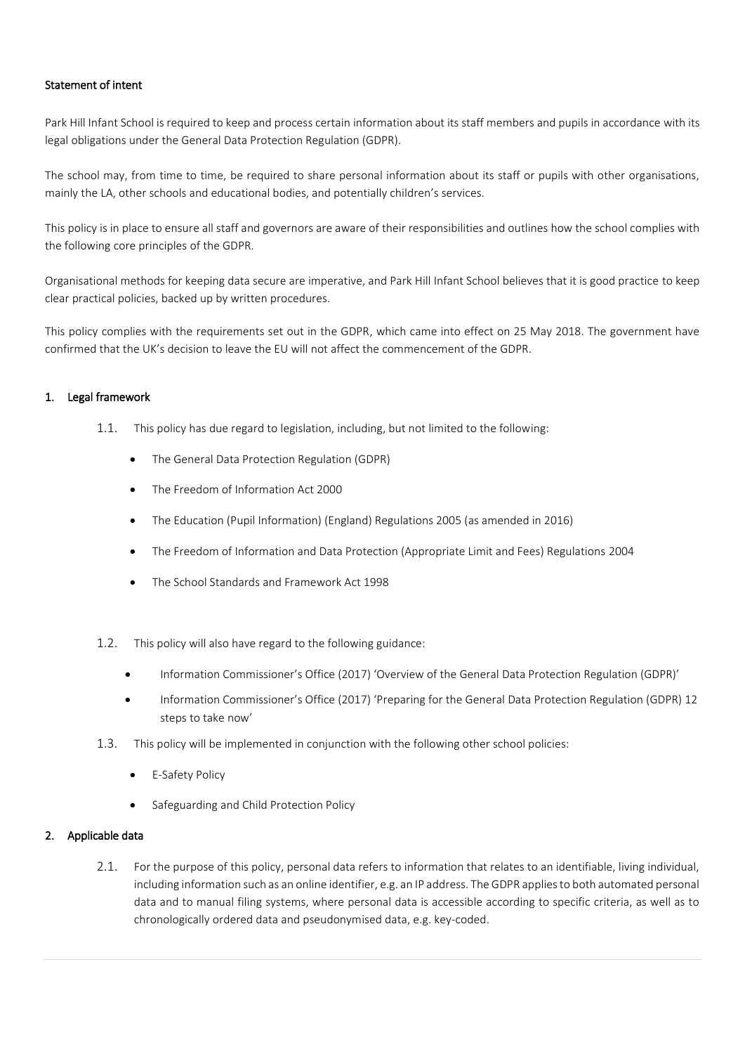## Statement of intent

Park Hill Infant School is required to keep and process certain information about its staff members and pupils in accordance with its legal obligations under the General Data Protection Regulation (GDPR).

The school may, from time to time, be required to share personal information about its staff or pupils with other organisations, mainly the LA, other schools and educational bodies, and potentially children's services.

This policy is in place to ensure all staff and governors are aware of their responsibilities and outlines how the school complies with the following core principles of the GDPR.

Organisational methods for keeping data secure are imperative, and Park Hill Infant School believes that it is good practice to keep clear practical policies, backed up by written procedures.

This policy complies with the requirements set out in the GDPR, which came into effect on 25 May 2018. The government have confirmed that the UK's decision to leave the EU will not affect the commencement of the GDPR.

## 1. Legal framework

1.1. This policy has due regard to legislation, including, but not limited to the following:

- The General Data Protection Regulation (GDPR)
- The Freedom of Information Act 2000
- The Education (Pupil Information) (England) Regulations 2005 (as amended in 2016)
- The Freedom of Information and Data Protection (Appropriate Limit and Fees) Regulations 2004
- The School Standards and Framework Act 1998

1.2. This policy will also have regard to the following guidance:

- Information Commissioner's Office (2017) 'Overview of the General Data Protection Regulation (GDPR)'
- Information Commissioner's Office (2017) 'Preparing for the General Data Protection Regulation (GDPR) 12 steps to take now'

1.3. This policy will be implemented in conjunction with the following other school policies:

- E-Safety Policy
- Safeguarding and Child Protection Policy

## 2. Applicable data

2.1. For the purpose of this policy, personal data refers to information that relates to an identifiable, living individual, including information such as an online identifier, e.g. an IP address. The GDPR applies to both automated personal data and to manual filing systems, where personal data is accessible according to specific criteria, as well as to chronologically ordered data and pseudonymised data, e.g. key-coded.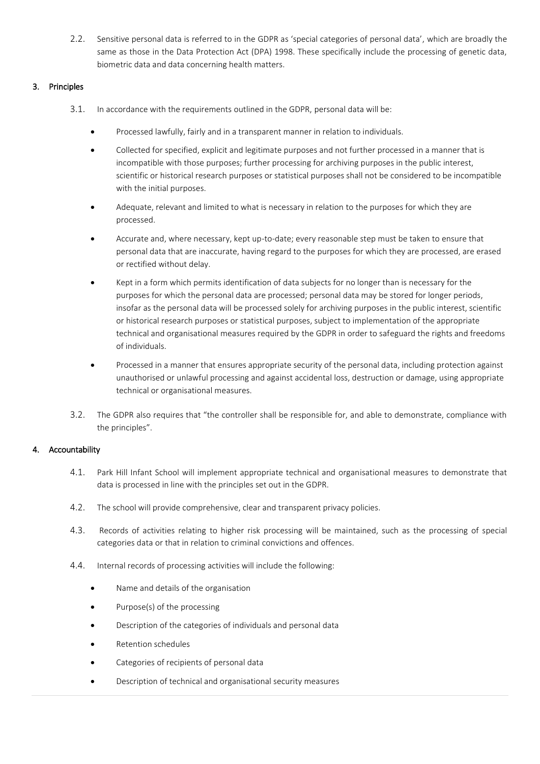2.2. Sensitive personal data is referred to in the GDPR as 'special categories of personal data', which are broadly the same as those in the Data Protection Act (DPA) 1998. These specifically include the processing of genetic data, biometric data and data concerning health matters.

## 3. Principles

3.1. In accordance with the requirements outlined in the GDPR, personal data will be:

- Processed lawfully, fairly and in a transparent manner in relation to individuals.
- Collected for specified, explicit and legitimate purposes and not further processed in a manner that is incompatible with those purposes; further processing for archiving purposes in the public interest, scientific or historical research purposes or statistical purposes shall not be considered to be incompatible with the initial purposes.
- Adequate, relevant and limited to what is necessary in relation to the purposes for which they are processed.
- Accurate and, where necessary, kept up-to-date; every reasonable step must be taken to ensure that personal data that are inaccurate, having regard to the purposes for which they are processed, are erased or rectified without delay.
- Kept in a form which permits identification of data subjects for no longer than is necessary for the purposes for which the personal data are processed; personal data may be stored for longer periods, insofar as the personal data will be processed solely for archiving purposes in the public interest, scientific or historical research purposes or statistical purposes, subject to implementation of the appropriate technical and organisational measures required by the GDPR in order to safeguard the rights and freedoms of individuals.
- Processed in a manner that ensures appropriate security of the personal data, including protection against unauthorised or unlawful processing and against accidental loss, destruction or damage, using appropriate technical or organisational measures.

3.2. The GDPR also requires that "the controller shall be responsible for, and able to demonstrate, compliance with the principles".

## 4. Accountability

4.1. Park Hill Infant School will implement appropriate technical and organisational measures to demonstrate that data is processed in line with the principles set out in the GDPR.

4.2. The school will provide comprehensive, clear and transparent privacy policies.

4.3. Records of activities relating to higher risk processing will be maintained, such as the processing of special categories data or that in relation to criminal convictions and offences.

4.4. Internal records of processing activities will include the following:

- Name and details of the organisation
- Purpose(s) of the processing
- Description of the categories of individuals and personal data
- Retention schedules
- Categories of recipients of personal data
- Description of technical and organisational security measures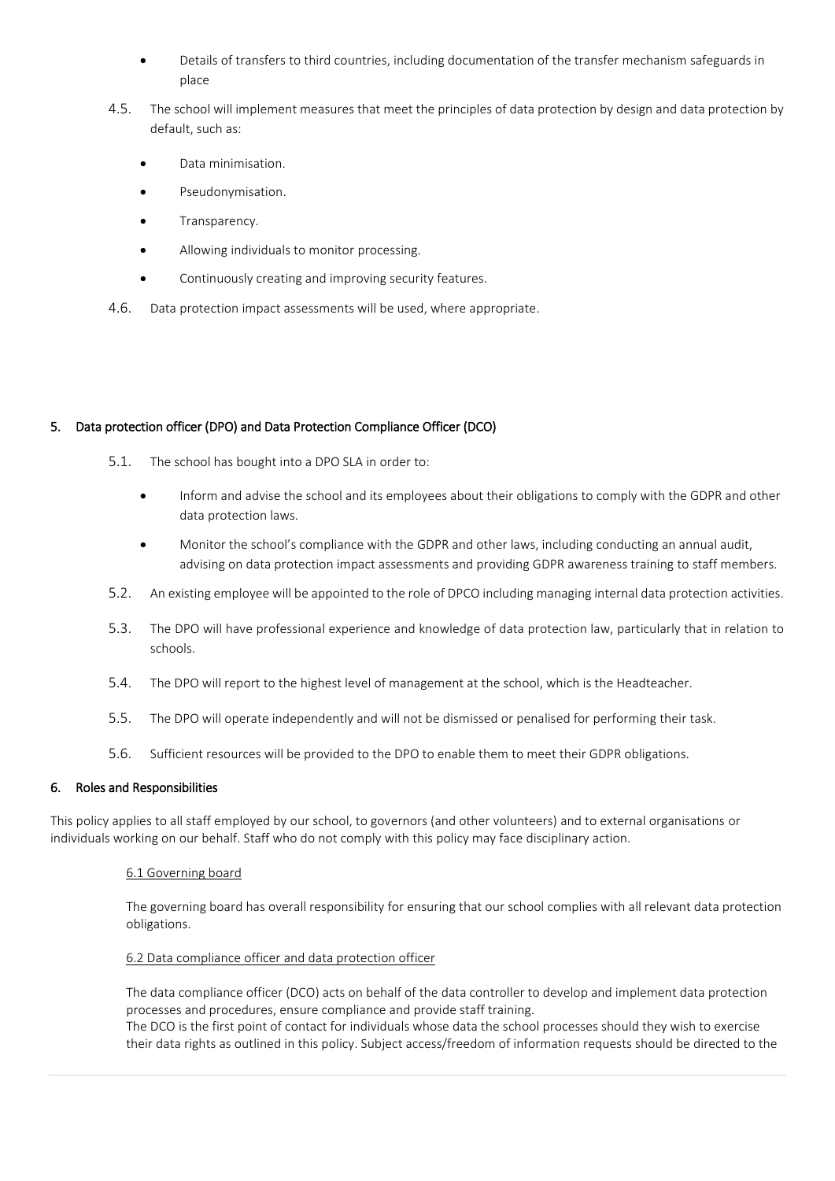- Details of transfers to third countries, including documentation of the transfer mechanism safeguards in place

4.5. The school will implement measures that meet the principles of data protection by design and data protection by default, such as:

- Data minimisation.
- Pseudonymisation.
- Transparency.
- Allowing individuals to monitor processing.
- Continuously creating and improving security features.

4.6. Data protection impact assessments will be used, where appropriate.

## 5. Data protection officer (DPO) and Data Protection Compliance Officer (DCO)

5.1. The school has bought into a DPO SLA in order to:

- Inform and advise the school and its employees about their obligations to comply with the GDPR and other data protection laws.
- Monitor the school's compliance with the GDPR and other laws, including conducting an annual audit, advising on data protection impact assessments and providing GDPR awareness training to staff members.

5.2. An existing employee will be appointed to the role of DPCO including managing internal data protection activities.

5.3. The DPO will have professional experience and knowledge of data protection law, particularly that in relation to schools.

5.4. The DPO will report to the highest level of management at the school, which is the Headteacher.

5.5. The DPO will operate independently and will not be dismissed or penalised for performing their task.

5.6. Sufficient resources will be provided to the DPO to enable them to meet their GDPR obligations.

## 6. Roles and Responsibilities

This policy applies to all staff employed by our school, to governors (and other volunteers) and to external organisations or individuals working on our behalf. Staff who do not comply with this policy may face disciplinary action.

### 6.1 Governing board

The governing board has overall responsibility for ensuring that our school complies with all relevant data protection obligations.

### 6.2 Data compliance officer and data protection officer

The data compliance officer (DCO) acts on behalf of the data controller to develop and implement data protection processes and procedures, ensure compliance and provide staff training.

The DCO is the first point of contact for individuals whose data the school processes should they wish to exercise their data rights as outlined in this policy. Subject access/freedom of information requests should be directed to the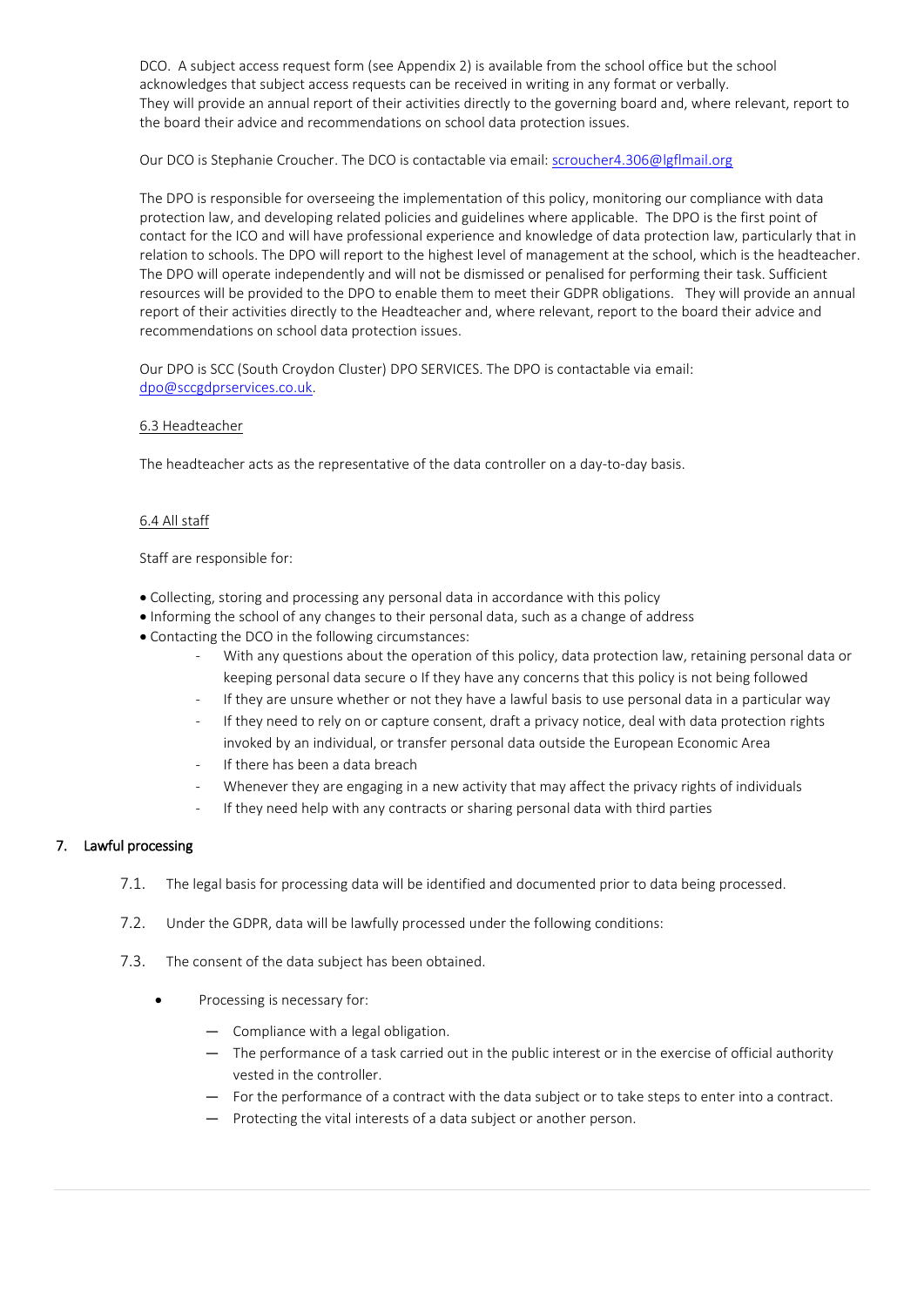DCO. A subject access request form (see Appendix 2) is available from the school office but the school acknowledges that subject access requests can be received in writing in any format or verbally. They will provide an annual report of their activities directly to the governing board and, where relevant, report to the board their advice and recommendations on school data protection issues.

Our DCO is Stephanie Croucher. The DCO is contactable via email: [scroucher4.306@lgflmail.org](mailto:scroucher4.306@lgflmail.org)

The DPO is responsible for overseeing the implementation of this policy, monitoring our compliance with data protection law, and developing related policies and guidelines where applicable. The DPO is the first point of contact for the ICO and will have professional experience and knowledge of data protection law, particularly that in relation to schools. The DPO will report to the highest level of management at the school, which is the headteacher. The DPO will operate independently and will not be dismissed or penalised for performing their task. Sufficient resources will be provided to the DPO to enable them to meet their GDPR obligations. They will provide an annual report of their activities directly to the Headteacher and, where relevant, report to the board their advice and recommendations on school data protection issues.

Our DPO is SCC (South Croydon Cluster) DPO SERVICES. The DPO is contactable via email: [dpo@sccgdprservices.co.uk](mailto:dpo@sccgdprservices.co.uk).

### 6.3 Headteacher

The headteacher acts as the representative of the data controller on a day-to-day basis.

### 6.4 All staff

Staff are responsible for:

- Collecting, storing and processing any personal data in accordance with this policy
- Informing the school of any changes to their personal data, such as a change of address
- Contacting the DCO in the following circumstances:
  - With any questions about the operation of this policy, data protection law, retaining personal data or keeping personal data secure o If they have any concerns that this policy is not being followed
  - If they are unsure whether or not they have a lawful basis to use personal data in a particular way
  - If they need to rely on or capture consent, draft a privacy notice, deal with data protection rights invoked by an individual, or transfer personal data outside the European Economic Area
  - If there has been a data breach
  - Whenever they are engaging in a new activity that may affect the privacy rights of individuals
  - If they need help with any contracts or sharing personal data with third parties

## 7. Lawful processing

7.1. The legal basis for processing data will be identified and documented prior to data being processed.

7.2. Under the GDPR, data will be lawfully processed under the following conditions:

7.3. The consent of the data subject has been obtained.

- Processing is necessary for:
  - Compliance with a legal obligation.
  - The performance of a task carried out in the public interest or in the exercise of official authority vested in the controller.
  - For the performance of a contract with the data subject or to take steps to enter into a contract.
  - Protecting the vital interests of a data subject or another person.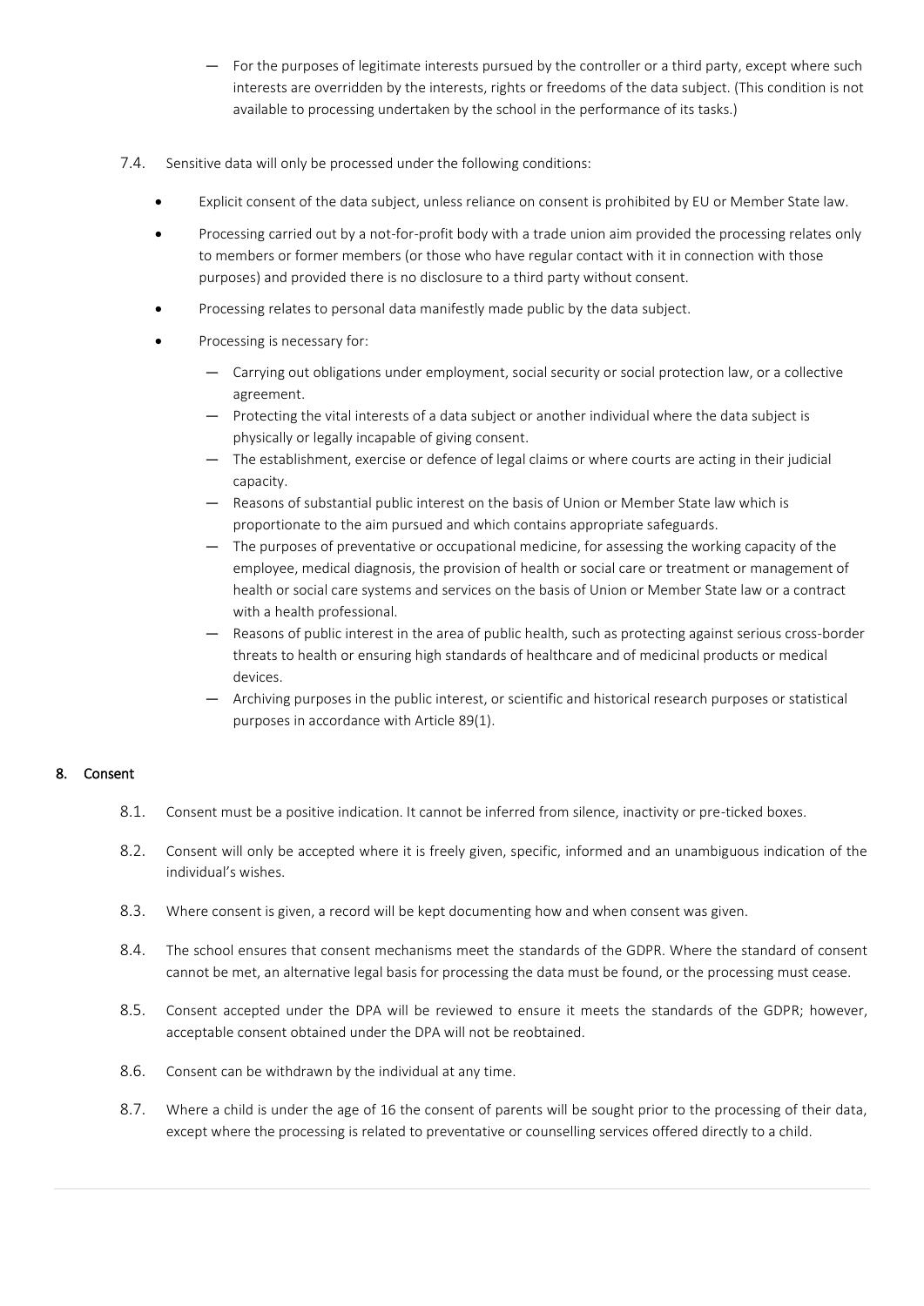— For the purposes of legitimate interests pursued by the controller or a third party, except where such interests are overridden by the interests, rights or freedoms of the data subject. (This condition is not available to processing undertaken by the school in the performance of its tasks.)

7.4. Sensitive data will only be processed under the following conditions:

- Explicit consent of the data subject, unless reliance on consent is prohibited by EU or Member State law.
- Processing carried out by a not-for-profit body with a trade union aim provided the processing relates only to members or former members (or those who have regular contact with it in connection with those purposes) and provided there is no disclosure to a third party without consent.
- Processing relates to personal data manifestly made public by the data subject.
- Processing is necessary for:
  - Carrying out obligations under employment, social security or social protection law, or a collective agreement.
  - Protecting the vital interests of a data subject or another individual where the data subject is physically or legally incapable of giving consent.
  - The establishment, exercise or defence of legal claims or where courts are acting in their judicial capacity.
  - Reasons of substantial public interest on the basis of Union or Member State law which is proportionate to the aim pursued and which contains appropriate safeguards.
  - The purposes of preventative or occupational medicine, for assessing the working capacity of the employee, medical diagnosis, the provision of health or social care or treatment or management of health or social care systems and services on the basis of Union or Member State law or a contract with a health professional.
  - Reasons of public interest in the area of public health, such as protecting against serious cross-border threats to health or ensuring high standards of healthcare and of medicinal products or medical devices.
  - Archiving purposes in the public interest, or scientific and historical research purposes or statistical purposes in accordance with Article 89(1).

## 8. Consent

8.1. Consent must be a positive indication. It cannot be inferred from silence, inactivity or pre-ticked boxes.

8.2. Consent will only be accepted where it is freely given, specific, informed and an unambiguous indication of the individual's wishes.

8.3. Where consent is given, a record will be kept documenting how and when consent was given.

8.4. The school ensures that consent mechanisms meet the standards of the GDPR. Where the standard of consent cannot be met, an alternative legal basis for processing the data must be found, or the processing must cease.

8.5. Consent accepted under the DPA will be reviewed to ensure it meets the standards of the GDPR; however, acceptable consent obtained under the DPA will not be reobtained.

8.6. Consent can be withdrawn by the individual at any time.

8.7. Where a child is under the age of 16 the consent of parents will be sought prior to the processing of their data, except where the processing is related to preventative or counselling services offered directly to a child.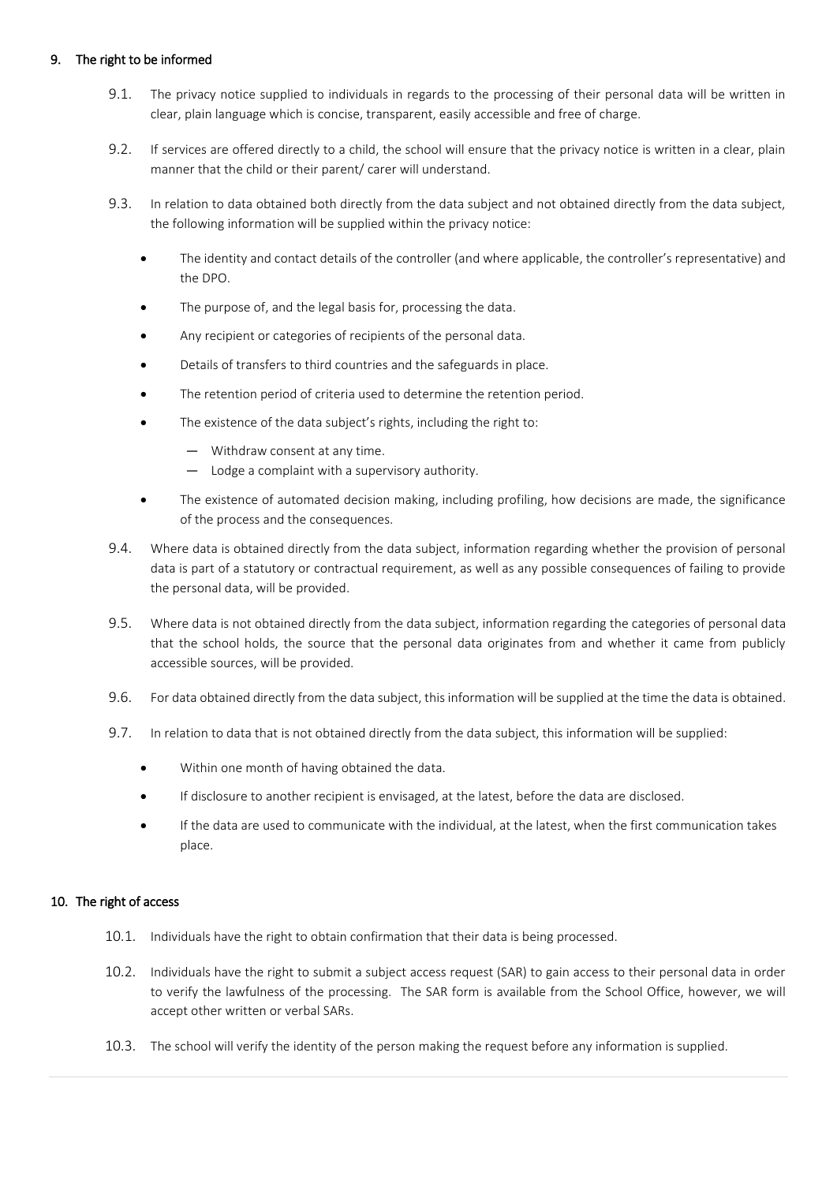## 9. The right to be informed

9.1. The privacy notice supplied to individuals in regards to the processing of their personal data will be written in clear, plain language which is concise, transparent, easily accessible and free of charge.

9.2. If services are offered directly to a child, the school will ensure that the privacy notice is written in a clear, plain manner that the child or their parent/ carer will understand.

9.3. In relation to data obtained both directly from the data subject and not obtained directly from the data subject, the following information will be supplied within the privacy notice:

- The identity and contact details of the controller (and where applicable, the controller's representative) and the DPO.
- The purpose of, and the legal basis for, processing the data.
- Any recipient or categories of recipients of the personal data.
- Details of transfers to third countries and the safeguards in place.
- The retention period of criteria used to determine the retention period.
- The existence of the data subject's rights, including the right to:
  - Withdraw consent at any time.
  - Lodge a complaint with a supervisory authority.
- The existence of automated decision making, including profiling, how decisions are made, the significance of the process and the consequences.

9.4. Where data is obtained directly from the data subject, information regarding whether the provision of personal data is part of a statutory or contractual requirement, as well as any possible consequences of failing to provide the personal data, will be provided.

9.5. Where data is not obtained directly from the data subject, information regarding the categories of personal data that the school holds, the source that the personal data originates from and whether it came from publicly accessible sources, will be provided.

9.6. For data obtained directly from the data subject, this information will be supplied at the time the data is obtained.

9.7. In relation to data that is not obtained directly from the data subject, this information will be supplied:

- Within one month of having obtained the data.
- If disclosure to another recipient is envisaged, at the latest, before the data are disclosed.
- If the data are used to communicate with the individual, at the latest, when the first communication takes place.

## 10. The right of access

10.1. Individuals have the right to obtain confirmation that their data is being processed.

10.2. Individuals have the right to submit a subject access request (SAR) to gain access to their personal data in order to verify the lawfulness of the processing. The SAR form is available from the School Office, however, we will accept other written or verbal SARs.

10.3. The school will verify the identity of the person making the request before any information is supplied.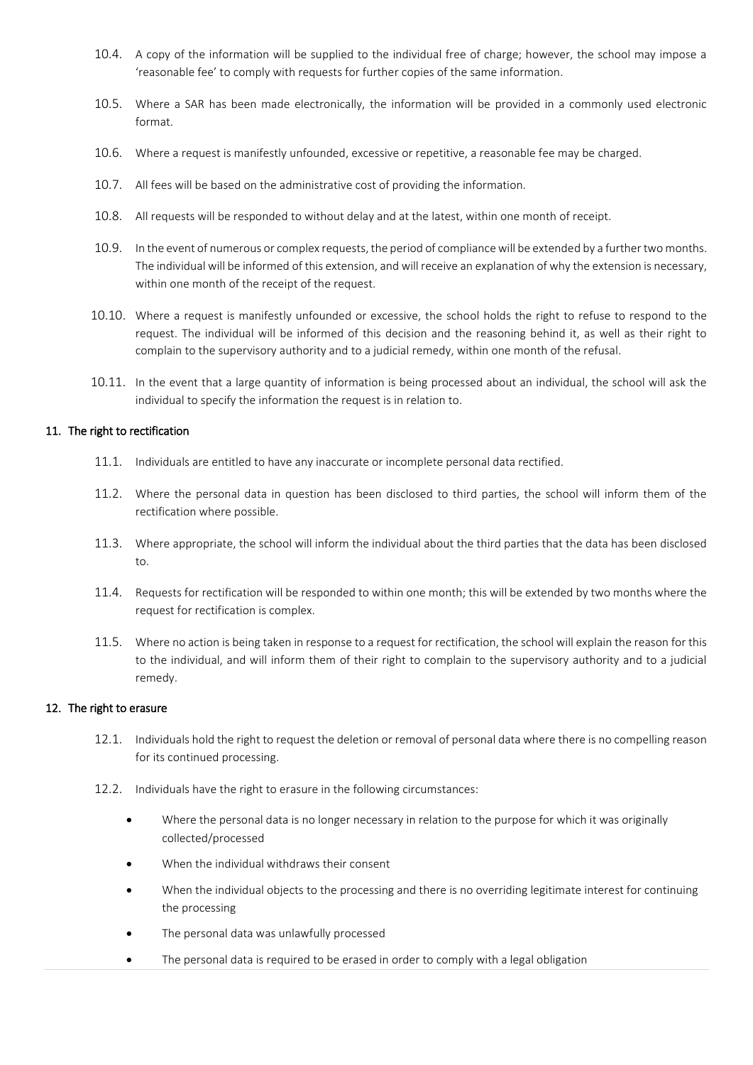10.4. A copy of the information will be supplied to the individual free of charge; however, the school may impose a 'reasonable fee' to comply with requests for further copies of the same information.

10.5. Where a SAR has been made electronically, the information will be provided in a commonly used electronic format.

10.6. Where a request is manifestly unfounded, excessive or repetitive, a reasonable fee may be charged.

10.7. All fees will be based on the administrative cost of providing the information.

10.8. All requests will be responded to without delay and at the latest, within one month of receipt.

10.9. In the event of numerous or complex requests, the period of compliance will be extended by a further two months. The individual will be informed of this extension, and will receive an explanation of why the extension is necessary, within one month of the receipt of the request.

10.10. Where a request is manifestly unfounded or excessive, the school holds the right to refuse to respond to the request. The individual will be informed of this decision and the reasoning behind it, as well as their right to complain to the supervisory authority and to a judicial remedy, within one month of the refusal.

10.11. In the event that a large quantity of information is being processed about an individual, the school will ask the individual to specify the information the request is in relation to.

## 11. The right to rectification

11.1. Individuals are entitled to have any inaccurate or incomplete personal data rectified.

11.2. Where the personal data in question has been disclosed to third parties, the school will inform them of the rectification where possible.

11.3. Where appropriate, the school will inform the individual about the third parties that the data has been disclosed to.

11.4. Requests for rectification will be responded to within one month; this will be extended by two months where the request for rectification is complex.

11.5. Where no action is being taken in response to a request for rectification, the school will explain the reason for this to the individual, and will inform them of their right to complain to the supervisory authority and to a judicial remedy.

## 12. The right to erasure

12.1. Individuals hold the right to request the deletion or removal of personal data where there is no compelling reason for its continued processing.

12.2. Individuals have the right to erasure in the following circumstances:

- Where the personal data is no longer necessary in relation to the purpose for which it was originally collected/processed
- When the individual withdraws their consent
- When the individual objects to the processing and there is no overriding legitimate interest for continuing the processing
- The personal data was unlawfully processed
- The personal data is required to be erased in order to comply with a legal obligation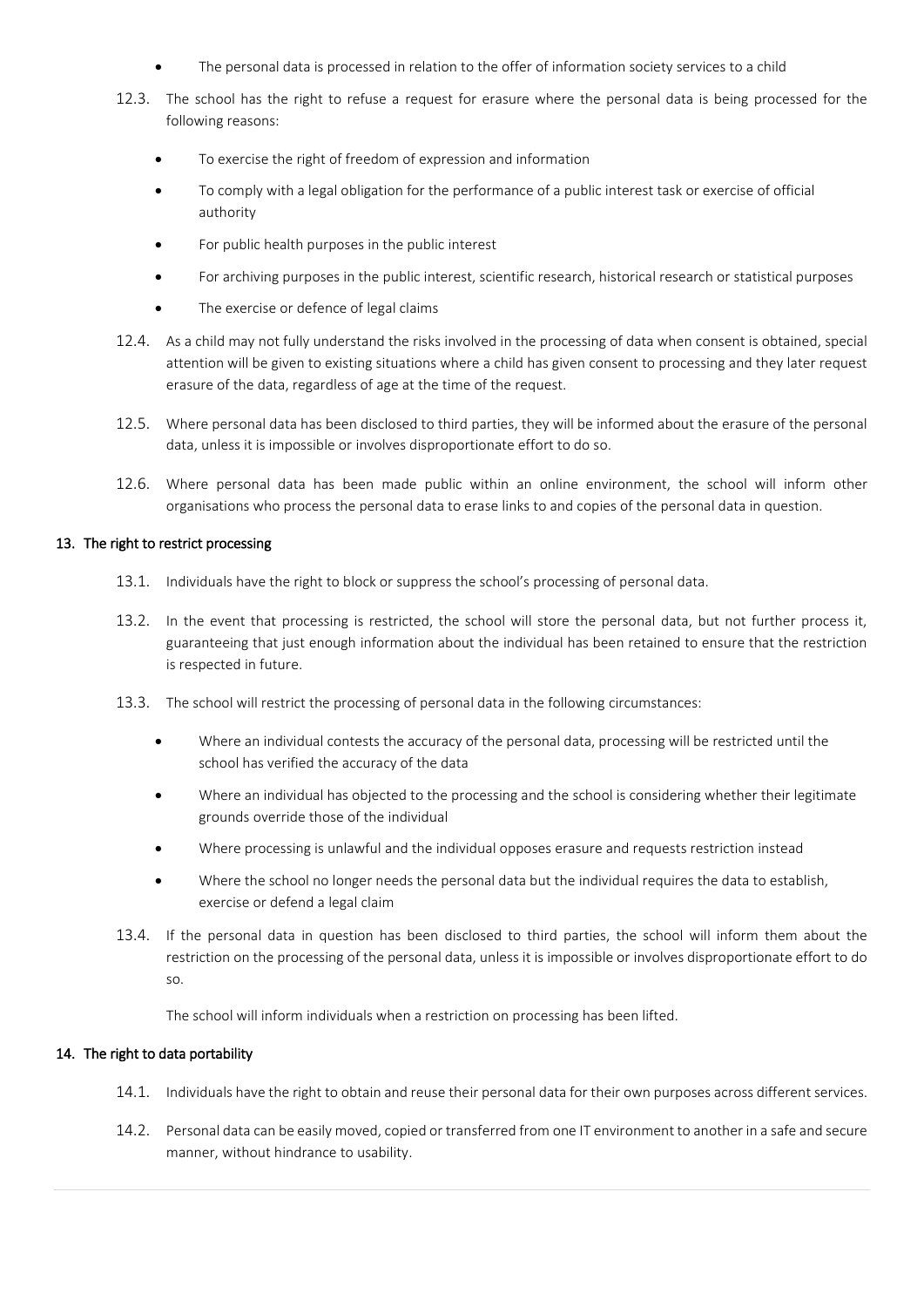- The personal data is processed in relation to the offer of information society services to a child

12.3. The school has the right to refuse a request for erasure where the personal data is being processed for the following reasons:

- To exercise the right of freedom of expression and information
- To comply with a legal obligation for the performance of a public interest task or exercise of official authority
- For public health purposes in the public interest
- For archiving purposes in the public interest, scientific research, historical research or statistical purposes
- The exercise or defence of legal claims

12.4. As a child may not fully understand the risks involved in the processing of data when consent is obtained, special attention will be given to existing situations where a child has given consent to processing and they later request erasure of the data, regardless of age at the time of the request.

12.5. Where personal data has been disclosed to third parties, they will be informed about the erasure of the personal data, unless it is impossible or involves disproportionate effort to do so.

12.6. Where personal data has been made public within an online environment, the school will inform other organisations who process the personal data to erase links to and copies of the personal data in question.

## 13. The right to restrict processing

13.1. Individuals have the right to block or suppress the school's processing of personal data.

13.2. In the event that processing is restricted, the school will store the personal data, but not further process it, guaranteeing that just enough information about the individual has been retained to ensure that the restriction is respected in future.

13.3. The school will restrict the processing of personal data in the following circumstances:

- Where an individual contests the accuracy of the personal data, processing will be restricted until the school has verified the accuracy of the data
- Where an individual has objected to the processing and the school is considering whether their legitimate grounds override those of the individual
- Where processing is unlawful and the individual opposes erasure and requests restriction instead
- Where the school no longer needs the personal data but the individual requires the data to establish, exercise or defend a legal claim

13.4. If the personal data in question has been disclosed to third parties, the school will inform them about the restriction on the processing of the personal data, unless it is impossible or involves disproportionate effort to do so.

The school will inform individuals when a restriction on processing has been lifted.

## 14. The right to data portability

14.1. Individuals have the right to obtain and reuse their personal data for their own purposes across different services.

14.2. Personal data can be easily moved, copied or transferred from one IT environment to another in a safe and secure manner, without hindrance to usability.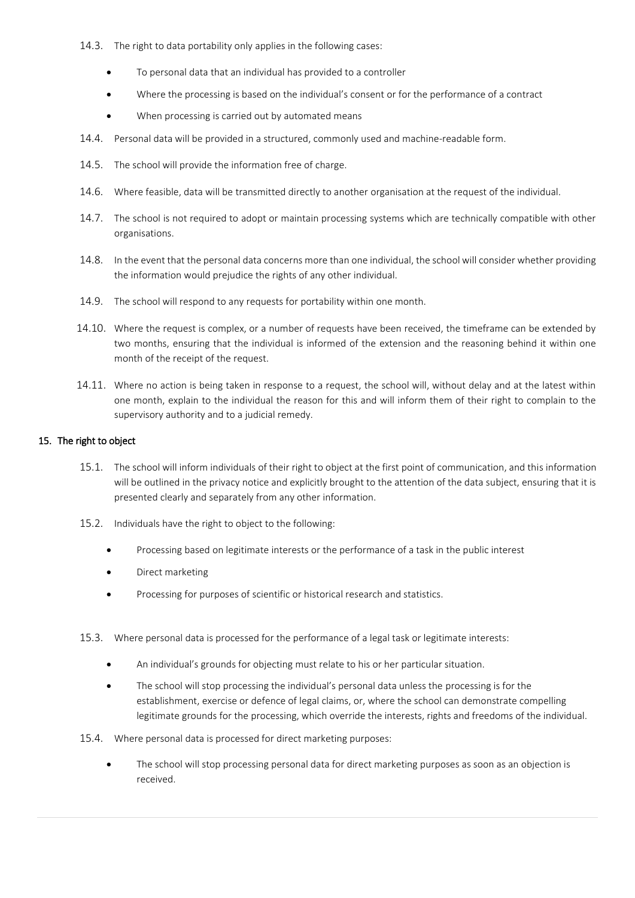14.3. The right to data portability only applies in the following cases:

- To personal data that an individual has provided to a controller
- Where the processing is based on the individual's consent or for the performance of a contract
- When processing is carried out by automated means

14.4. Personal data will be provided in a structured, commonly used and machine-readable form.

14.5. The school will provide the information free of charge.

14.6. Where feasible, data will be transmitted directly to another organisation at the request of the individual.

14.7. The school is not required to adopt or maintain processing systems which are technically compatible with other organisations.

14.8. In the event that the personal data concerns more than one individual, the school will consider whether providing the information would prejudice the rights of any other individual.

14.9. The school will respond to any requests for portability within one month.

14.10. Where the request is complex, or a number of requests have been received, the timeframe can be extended by two months, ensuring that the individual is informed of the extension and the reasoning behind it within one month of the receipt of the request.

14.11. Where no action is being taken in response to a request, the school will, without delay and at the latest within one month, explain to the individual the reason for this and will inform them of their right to complain to the supervisory authority and to a judicial remedy.

## 15. The right to object

15.1. The school will inform individuals of their right to object at the first point of communication, and this information will be outlined in the privacy notice and explicitly brought to the attention of the data subject, ensuring that it is presented clearly and separately from any other information.

15.2. Individuals have the right to object to the following:

- Processing based on legitimate interests or the performance of a task in the public interest
- Direct marketing
- Processing for purposes of scientific or historical research and statistics.

15.3. Where personal data is processed for the performance of a legal task or legitimate interests:

- An individual's grounds for objecting must relate to his or her particular situation.
- The school will stop processing the individual's personal data unless the processing is for the establishment, exercise or defence of legal claims, or, where the school can demonstrate compelling legitimate grounds for the processing, which override the interests, rights and freedoms of the individual.

15.4. Where personal data is processed for direct marketing purposes:

- The school will stop processing personal data for direct marketing purposes as soon as an objection is received.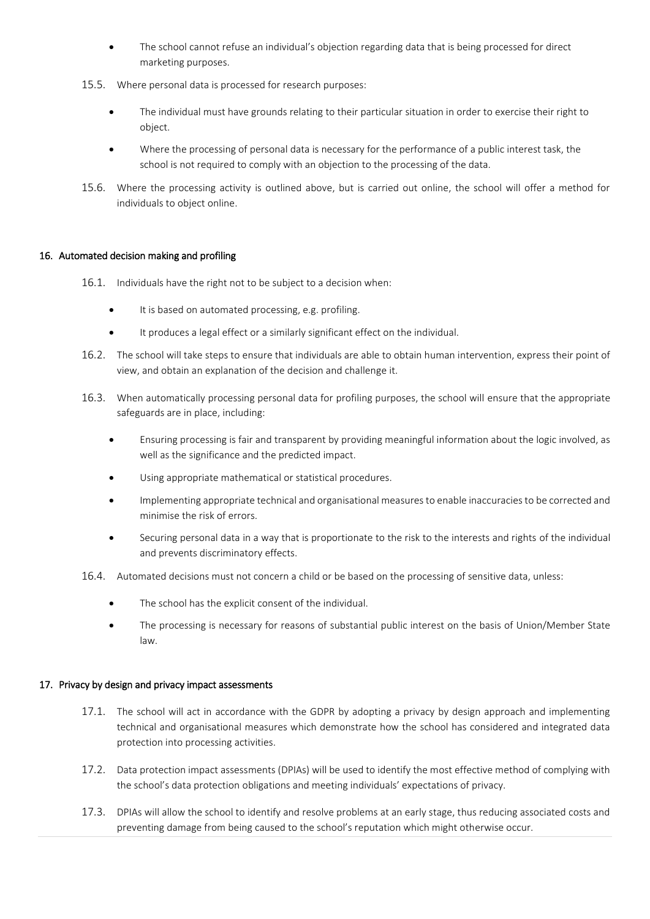- The school cannot refuse an individual's objection regarding data that is being processed for direct marketing purposes.

15.5. Where personal data is processed for research purposes:

- The individual must have grounds relating to their particular situation in order to exercise their right to object.
- Where the processing of personal data is necessary for the performance of a public interest task, the school is not required to comply with an objection to the processing of the data.

15.6. Where the processing activity is outlined above, but is carried out online, the school will offer a method for individuals to object online.

## 16. Automated decision making and profiling

16.1. Individuals have the right not to be subject to a decision when:

- It is based on automated processing, e.g. profiling.
- It produces a legal effect or a similarly significant effect on the individual.

16.2. The school will take steps to ensure that individuals are able to obtain human intervention, express their point of view, and obtain an explanation of the decision and challenge it.

16.3. When automatically processing personal data for profiling purposes, the school will ensure that the appropriate safeguards are in place, including:

- Ensuring processing is fair and transparent by providing meaningful information about the logic involved, as well as the significance and the predicted impact.
- Using appropriate mathematical or statistical procedures.
- Implementing appropriate technical and organisational measures to enable inaccuracies to be corrected and minimise the risk of errors.
- Securing personal data in a way that is proportionate to the risk to the interests and rights of the individual and prevents discriminatory effects.

16.4. Automated decisions must not concern a child or be based on the processing of sensitive data, unless:

- The school has the explicit consent of the individual.
- The processing is necessary for reasons of substantial public interest on the basis of Union/Member State law.

## 17. Privacy by design and privacy impact assessments

17.1. The school will act in accordance with the GDPR by adopting a privacy by design approach and implementing technical and organisational measures which demonstrate how the school has considered and integrated data protection into processing activities.

17.2. Data protection impact assessments (DPIAs) will be used to identify the most effective method of complying with the school's data protection obligations and meeting individuals' expectations of privacy.

17.3. DPIAs will allow the school to identify and resolve problems at an early stage, thus reducing associated costs and preventing damage from being caused to the school's reputation which might otherwise occur.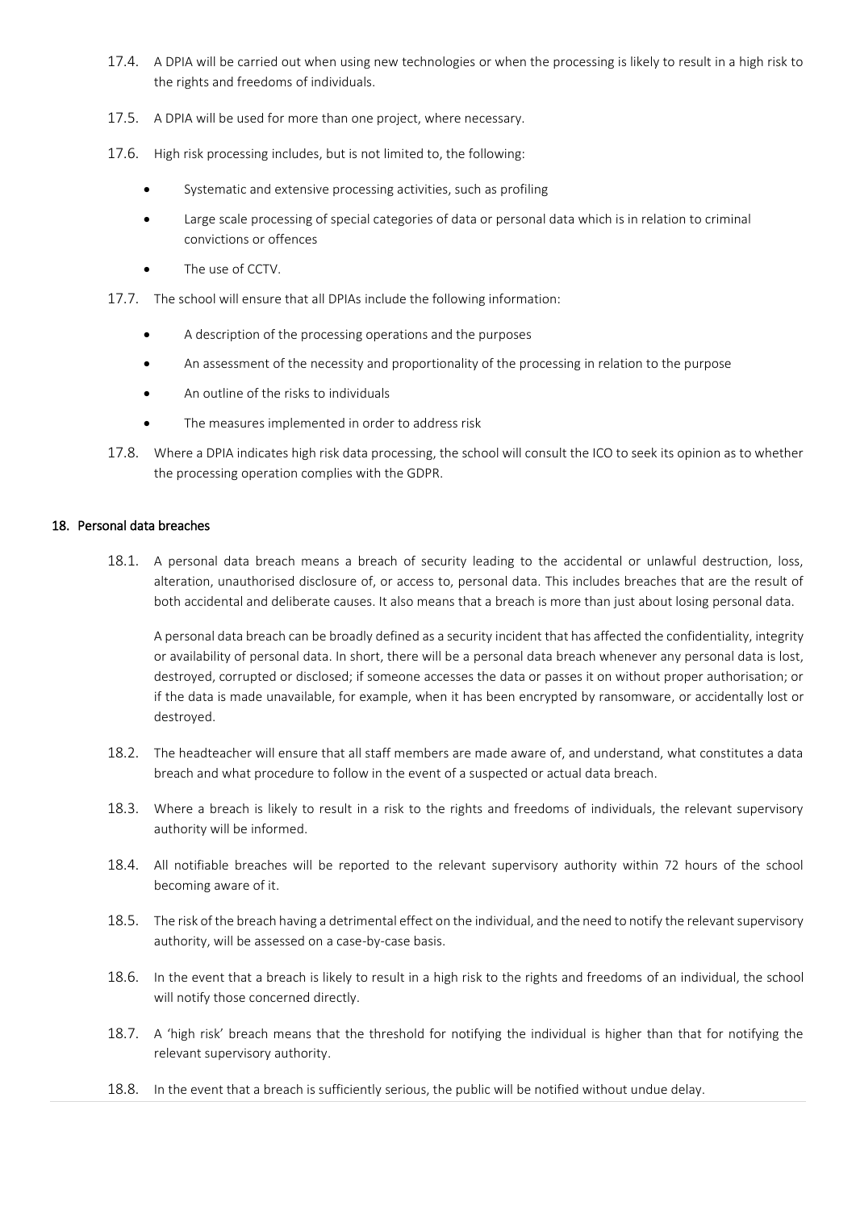17.4. A DPIA will be carried out when using new technologies or when the processing is likely to result in a high risk to the rights and freedoms of individuals.

17.5. A DPIA will be used for more than one project, where necessary.

17.6. High risk processing includes, but is not limited to, the following:

- Systematic and extensive processing activities, such as profiling
- Large scale processing of special categories of data or personal data which is in relation to criminal convictions or offences
- The use of CCTV.

17.7. The school will ensure that all DPIAs include the following information:

- A description of the processing operations and the purposes
- An assessment of the necessity and proportionality of the processing in relation to the purpose
- An outline of the risks to individuals
- The measures implemented in order to address risk

17.8. Where a DPIA indicates high risk data processing, the school will consult the ICO to seek its opinion as to whether the processing operation complies with the GDPR.

## 18. Personal data breaches

18.1. A personal data breach means a breach of security leading to the accidental or unlawful destruction, loss, alteration, unauthorised disclosure of, or access to, personal data. This includes breaches that are the result of both accidental and deliberate causes. It also means that a breach is more than just about losing personal data.

A personal data breach can be broadly defined as a security incident that has affected the confidentiality, integrity or availability of personal data. In short, there will be a personal data breach whenever any personal data is lost, destroyed, corrupted or disclosed; if someone accesses the data or passes it on without proper authorisation; or if the data is made unavailable, for example, when it has been encrypted by ransomware, or accidentally lost or destroyed.

18.2. The headteacher will ensure that all staff members are made aware of, and understand, what constitutes a data breach and what procedure to follow in the event of a suspected or actual data breach.

18.3. Where a breach is likely to result in a risk to the rights and freedoms of individuals, the relevant supervisory authority will be informed.

18.4. All notifiable breaches will be reported to the relevant supervisory authority within 72 hours of the school becoming aware of it.

18.5. The risk of the breach having a detrimental effect on the individual, and the need to notify the relevant supervisory authority, will be assessed on a case-by-case basis.

18.6. In the event that a breach is likely to result in a high risk to the rights and freedoms of an individual, the school will notify those concerned directly.

18.7. A 'high risk' breach means that the threshold for notifying the individual is higher than that for notifying the relevant supervisory authority.

18.8. In the event that a breach is sufficiently serious, the public will be notified without undue delay.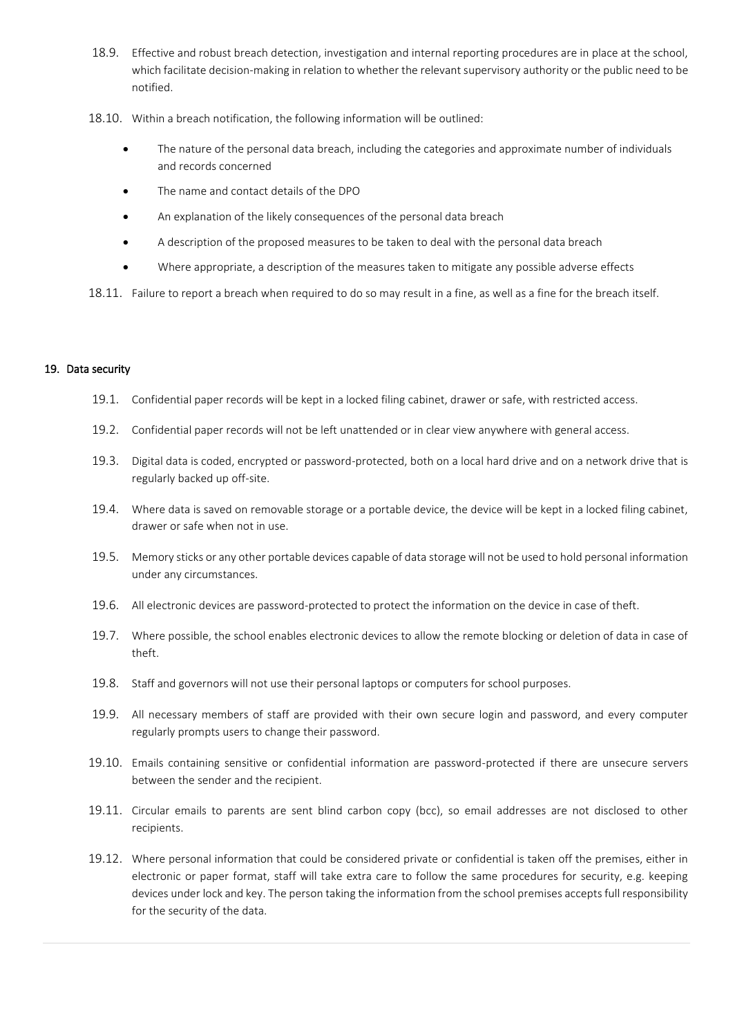18.9. Effective and robust breach detection, investigation and internal reporting procedures are in place at the school, which facilitate decision-making in relation to whether the relevant supervisory authority or the public need to be notified.

18.10. Within a breach notification, the following information will be outlined:

- The nature of the personal data breach, including the categories and approximate number of individuals and records concerned
- The name and contact details of the DPO
- An explanation of the likely consequences of the personal data breach
- A description of the proposed measures to be taken to deal with the personal data breach
- Where appropriate, a description of the measures taken to mitigate any possible adverse effects

18.11. Failure to report a breach when required to do so may result in a fine, as well as a fine for the breach itself.

## 19. Data security

19.1. Confidential paper records will be kept in a locked filing cabinet, drawer or safe, with restricted access.

19.2. Confidential paper records will not be left unattended or in clear view anywhere with general access.

19.3. Digital data is coded, encrypted or password-protected, both on a local hard drive and on a network drive that is regularly backed up off-site.

19.4. Where data is saved on removable storage or a portable device, the device will be kept in a locked filing cabinet, drawer or safe when not in use.

19.5. Memory sticks or any other portable devices capable of data storage will not be used to hold personal information under any circumstances.

19.6. All electronic devices are password-protected to protect the information on the device in case of theft.

19.7. Where possible, the school enables electronic devices to allow the remote blocking or deletion of data in case of theft.

19.8. Staff and governors will not use their personal laptops or computers for school purposes.

19.9. All necessary members of staff are provided with their own secure login and password, and every computer regularly prompts users to change their password.

19.10. Emails containing sensitive or confidential information are password-protected if there are unsecure servers between the sender and the recipient.

19.11. Circular emails to parents are sent blind carbon copy (bcc), so email addresses are not disclosed to other recipients.

19.12. Where personal information that could be considered private or confidential is taken off the premises, either in electronic or paper format, staff will take extra care to follow the same procedures for security, e.g. keeping devices under lock and key. The person taking the information from the school premises accepts full responsibility for the security of the data.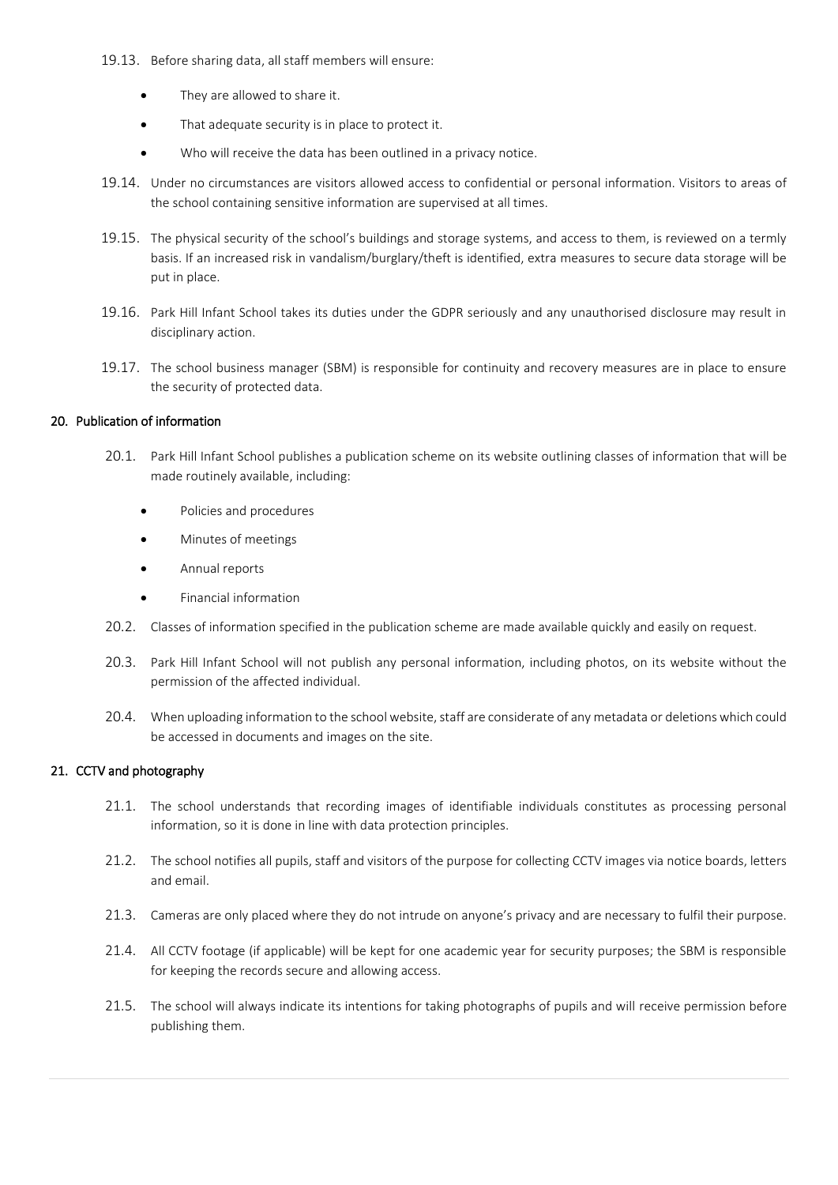19.13. Before sharing data, all staff members will ensure:

- They are allowed to share it.
- That adequate security is in place to protect it.
- Who will receive the data has been outlined in a privacy notice.

19.14. Under no circumstances are visitors allowed access to confidential or personal information. Visitors to areas of the school containing sensitive information are supervised at all times.

19.15. The physical security of the school's buildings and storage systems, and access to them, is reviewed on a termly basis. If an increased risk in vandalism/burglary/theft is identified, extra measures to secure data storage will be put in place.

19.16. Park Hill Infant School takes its duties under the GDPR seriously and any unauthorised disclosure may result in disciplinary action.

19.17. The school business manager (SBM) is responsible for continuity and recovery measures are in place to ensure the security of protected data.

## 20. Publication of information

20.1. Park Hill Infant School publishes a publication scheme on its website outlining classes of information that will be made routinely available, including:

- Policies and procedures
- Minutes of meetings
- Annual reports
- Financial information

20.2. Classes of information specified in the publication scheme are made available quickly and easily on request.

20.3. Park Hill Infant School will not publish any personal information, including photos, on its website without the permission of the affected individual.

20.4. When uploading information to the school website, staff are considerate of any metadata or deletions which could be accessed in documents and images on the site.

## 21. CCTV and photography

21.1. The school understands that recording images of identifiable individuals constitutes as processing personal information, so it is done in line with data protection principles.

21.2. The school notifies all pupils, staff and visitors of the purpose for collecting CCTV images via notice boards, letters and email.

21.3. Cameras are only placed where they do not intrude on anyone's privacy and are necessary to fulfil their purpose.

21.4. All CCTV footage (if applicable) will be kept for one academic year for security purposes; the SBM is responsible for keeping the records secure and allowing access.

21.5. The school will always indicate its intentions for taking photographs of pupils and will receive permission before publishing them.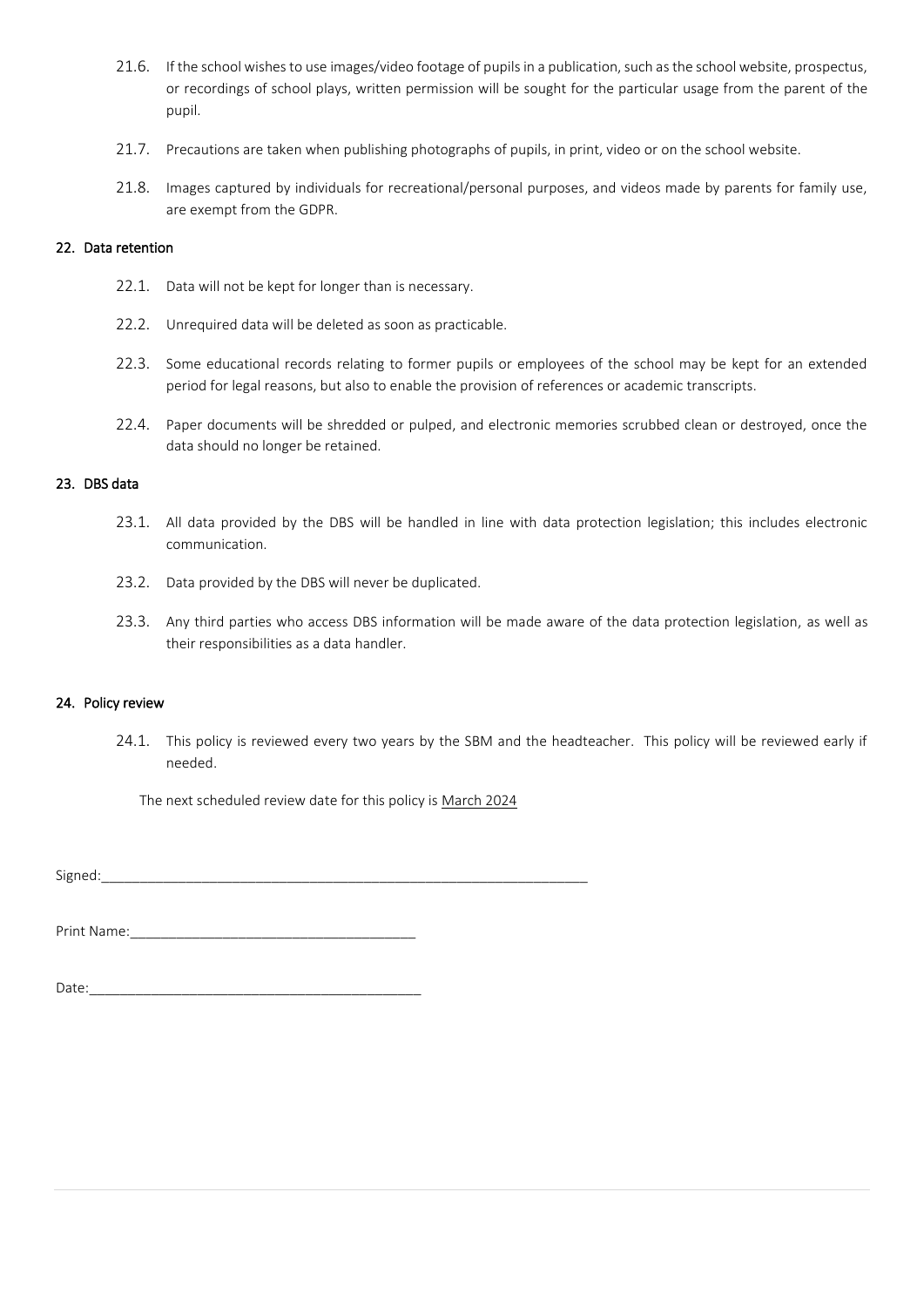21.6. If the school wishes to use images/video footage of pupils in a publication, such as the school website, prospectus, or recordings of school plays, written permission will be sought for the particular usage from the parent of the pupil.

21.7. Precautions are taken when publishing photographs of pupils, in print, video or on the school website.

21.8. Images captured by individuals for recreational/personal purposes, and videos made by parents for family use, are exempt from the GDPR.

## 22. Data retention

22.1. Data will not be kept for longer than is necessary.

22.2. Unrequired data will be deleted as soon as practicable.

22.3. Some educational records relating to former pupils or employees of the school may be kept for an extended period for legal reasons, but also to enable the provision of references or academic transcripts.

22.4. Paper documents will be shredded or pulped, and electronic memories scrubbed clean or destroyed, once the data should no longer be retained.

## 23. DBS data

23.1. All data provided by the DBS will be handled in line with data protection legislation; this includes electronic communication.

23.2. Data provided by the DBS will never be duplicated.

23.3. Any third parties who access DBS information will be made aware of the data protection legislation, as well as their responsibilities as a data handler.

## 24. Policy review

24.1. This policy is reviewed every two years by the SBM and the headteacher. This policy will be reviewed early if needed.

The next scheduled review date for this policy is March 2024

Signed:_________________________________________________________________

Print Name:______________________________________

Date:____________________________________________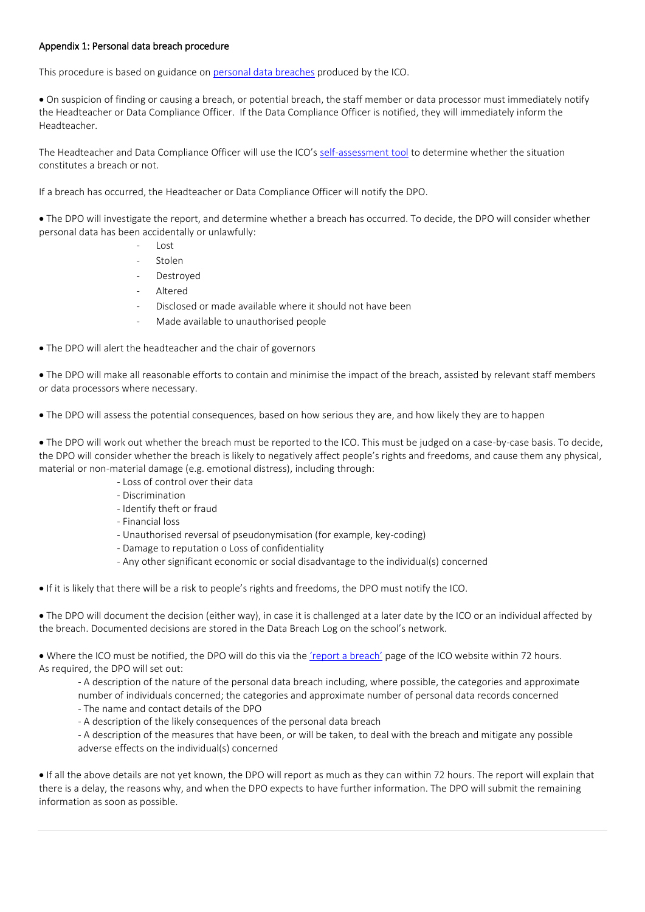## Appendix 1: Personal data breach procedure

This procedure is based on guidance on [personal data breaches] produced by the ICO.

- On suspicion of finding or causing a breach, or potential breach, the staff member or data processor must immediately notify the Headteacher or Data Compliance Officer. If the Data Compliance Officer is notified, they will immediately inform the Headteacher.

The Headteacher and Data Compliance Officer will use the ICO's self-assessment tool to determine whether the situation constitutes a breach or not.

If a breach has occurred, the Headteacher or Data Compliance Officer will notify the DPO.

- The DPO will investigate the report, and determine whether a breach has occurred. To decide, the DPO will consider whether personal data has been accidentally or unlawfully:
  - Lost
  - Stolen
  - Destroyed
  - Altered
  - Disclosed or made available where it should not have been
  - Made available to unauthorised people

- The DPO will alert the headteacher and the chair of governors

- The DPO will make all reasonable efforts to contain and minimise the impact of the breach, assisted by relevant staff members or data processors where necessary.

- The DPO will assess the potential consequences, based on how serious they are, and how likely they are to happen

- The DPO will work out whether the breach must be reported to the ICO. This must be judged on a case-by-case basis. To decide, the DPO will consider whether the breach is likely to negatively affect people's rights and freedoms, and cause them any physical, material or non-material damage (e.g. emotional distress), including through:
  - Loss of control over their data
  - Discrimination
  - Identify theft or fraud
  - Financial loss
  - Unauthorised reversal of pseudonymisation (for example, key-coding)
  - Damage to reputation o Loss of confidentiality
  - Any other significant economic or social disadvantage to the individual(s) concerned

- If it is likely that there will be a risk to people's rights and freedoms, the DPO must notify the ICO.

- The DPO will document the decision (either way), in case it is challenged at a later date by the ICO or an individual affected by the breach. Documented decisions are stored in the Data Breach Log on the school's network.

- Where the ICO must be notified, the DPO will do this via the 'report a breach' page of the ICO website within 72 hours. As required, the DPO will set out:
  - A description of the nature of the personal data breach including, where possible, the categories and approximate number of individuals concerned; the categories and approximate number of personal data records concerned
  - The name and contact details of the DPO
  - A description of the likely consequences of the personal data breach
  - A description of the measures that have been, or will be taken, to deal with the breach and mitigate any possible adverse effects on the individual(s) concerned

- If all the above details are not yet known, the DPO will report as much as they can within 72 hours. The report will explain that there is a delay, the reasons why, and when the DPO expects to have further information. The DPO will submit the remaining information as soon as possible.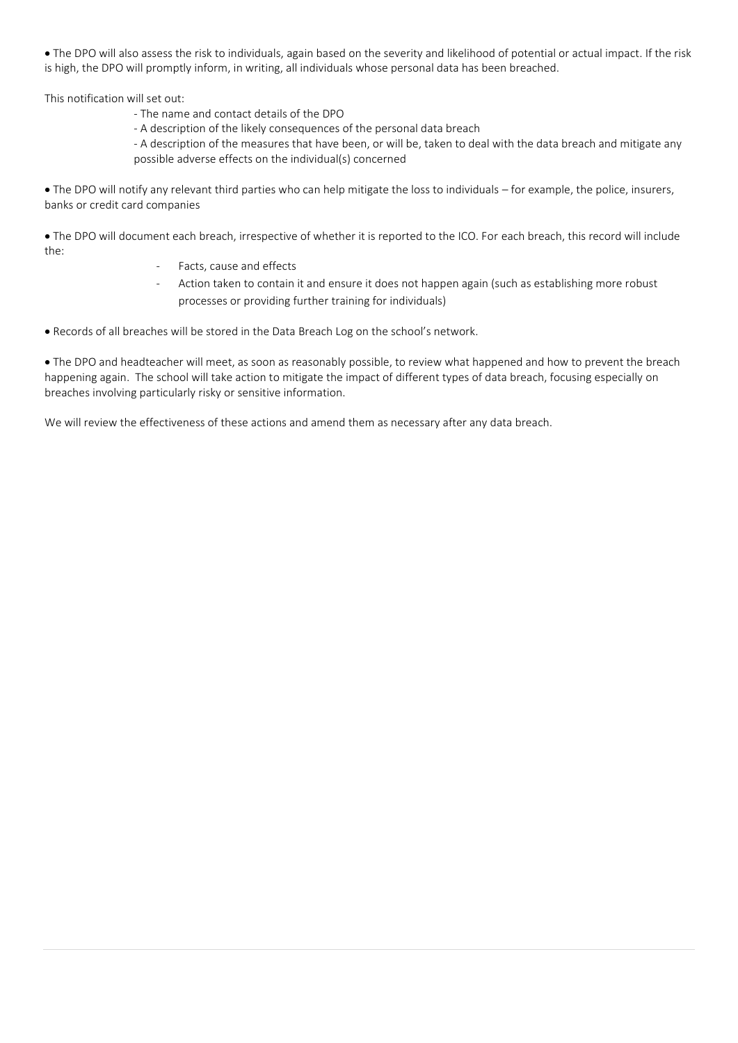- The DPO will also assess the risk to individuals, again based on the severity and likelihood of potential or actual impact. If the risk is high, the DPO will promptly inform, in writing, all individuals whose personal data has been breached.

This notification will set out:

- The name and contact details of the DPO
- A description of the likely consequences of the personal data breach
- A description of the measures that have been, or will be, taken to deal with the data breach and mitigate any possible adverse effects on the individual(s) concerned

- The DPO will notify any relevant third parties who can help mitigate the loss to individuals – for example, the police, insurers, banks or credit card companies

- The DPO will document each breach, irrespective of whether it is reported to the ICO. For each breach, this record will include the:
  - Facts, cause and effects
  - Action taken to contain it and ensure it does not happen again (such as establishing more robust processes or providing further training for individuals)

- Records of all breaches will be stored in the Data Breach Log on the school's network.

- The DPO and headteacher will meet, as soon as reasonably possible, to review what happened and how to prevent the breach happening again. The school will take action to mitigate the impact of different types of data breach, focusing especially on breaches involving particularly risky or sensitive information.

We will review the effectiveness of these actions and amend them as necessary after any data breach.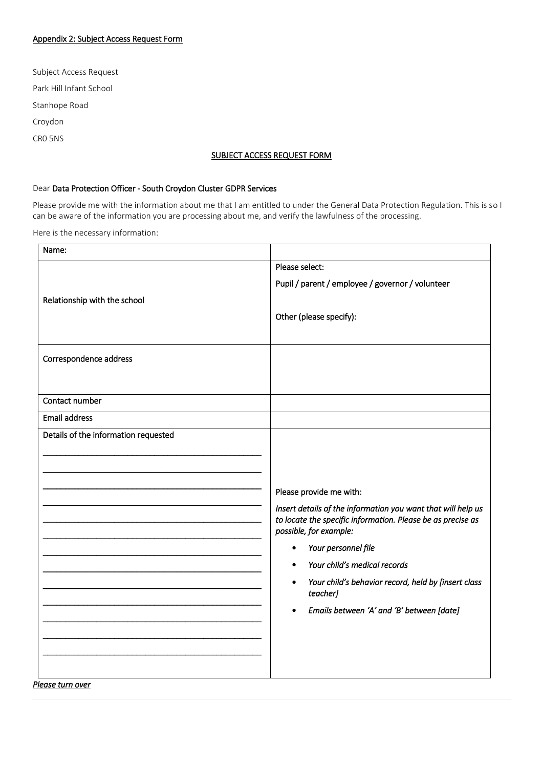Appendix 2: Subject Access Request Form

Subject Access Request

Park Hill Infant School

Stanhope Road

Croydon

CR0 5NS

## SUBJECT ACCESS REQUEST FORM

Dear **Data Protection Officer - South Croydon Cluster GDPR Services**

Please provide me with the information about me that I am entitled to under the General Data Protection Regulation. This is so I can be aware of the information you are processing about me, and verify the lawfulness of the processing.

Here is the necessary information:

| Name: | |
|---|---|
| Relationship with the school | Please select:<br><br>Pupil / parent / employee / governor / volunteer<br><br>Other (please specify): |
| Correspondence address | |
| Contact number | |
| Email address | |
| Details of the information requested<br><br>___________________________________<br>___________________________________<br>___________________________________<br>___________________________________<br>___________________________________<br>___________________________________<br>___________________________________<br>___________________________________<br>___________________________________<br>___________________________________<br>___________________________________<br>___________________________________<br>___________________________________ | Please provide me with:<br><br>*Insert details of the information you want that will help us to locate the specific information. Please be as precise as possible, for example:*<br><br>• *Your personnel file*<br>• *Your child's medical records*<br>• *Your child's behavior record, held by [insert class teacher]*<br>• *Emails between 'A' and 'B' between [date]* |

*Please turn over*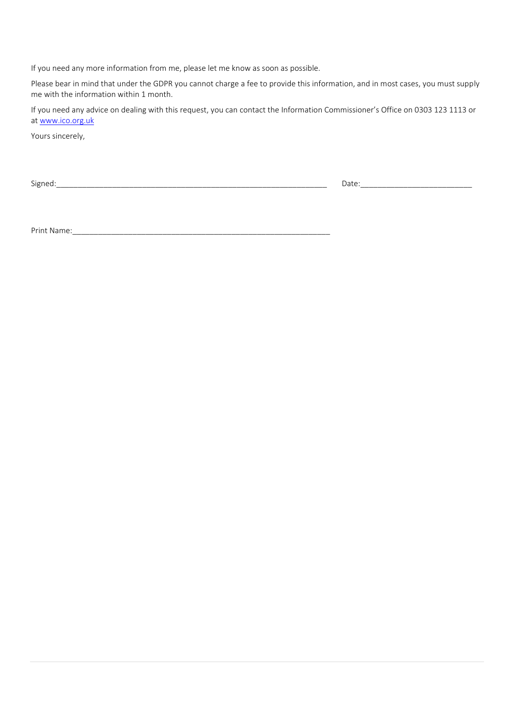If you need any more information from me, please let me know as soon as possible.

Please bear in mind that under the GDPR you cannot charge a fee to provide this information, and in most cases, you must supply me with the information within 1 month.

If you need any advice on dealing with this request, you can contact the Information Commissioner's Office on 0303 123 1113 or at [www.ico.org.uk](http://www.ico.org.uk)

Yours sincerely,

Signed:_______________________________________________________________ Date:_________________________

Print Name:____________________________________________________________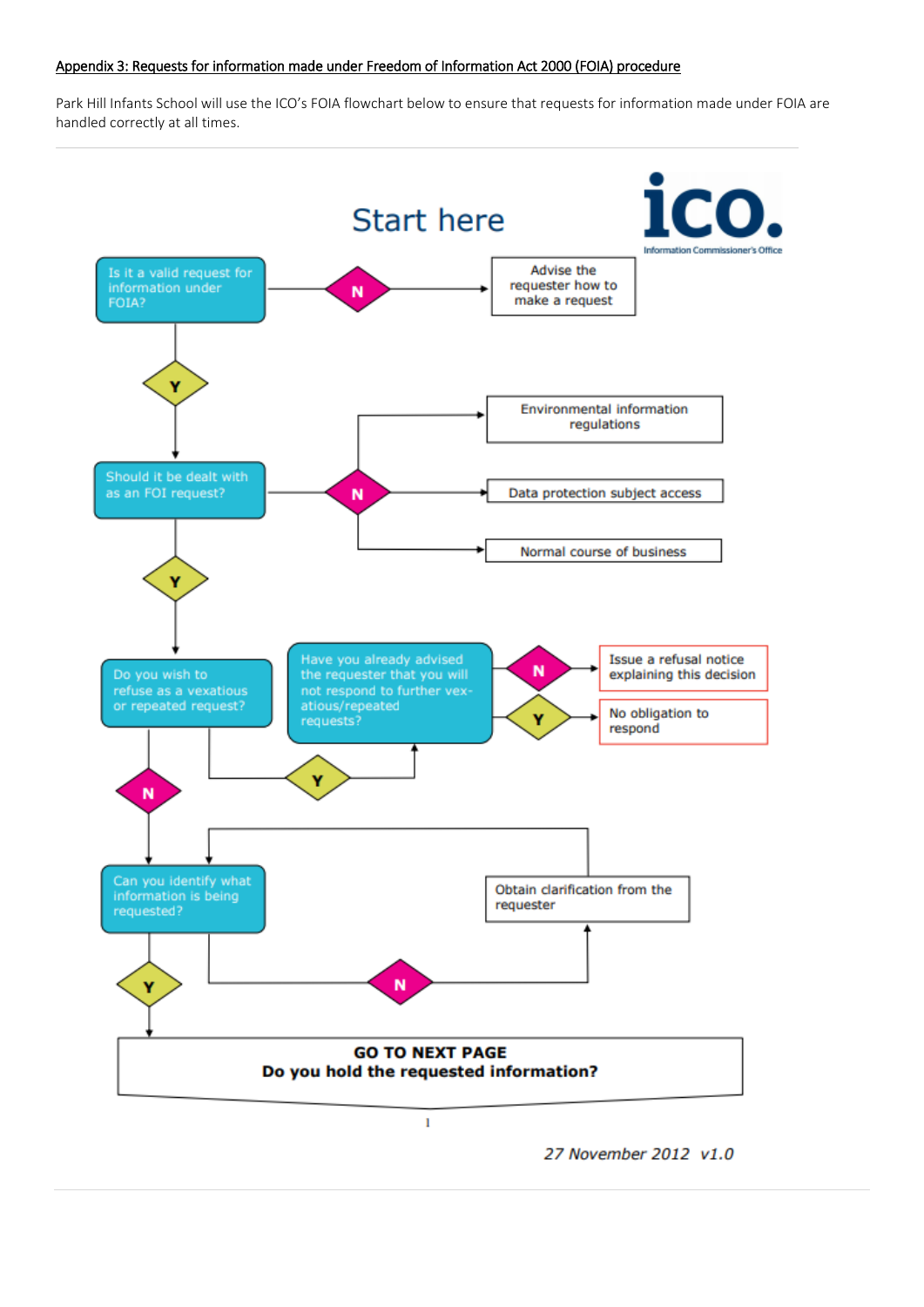## Appendix 3: Requests for information made under Freedom of Information Act 2000 (FOIA) procedure

Park Hill Infants School will use the ICO's FOIA flowchart below to ensure that requests for information made under FOIA are handled correctly at all times.

Start here

ico. Information Commissioner's Office

Is it a valid request for information under FOIA?

- N → Advise the requester how to make a request
- Y ↓

Should it be dealt with as an FOI request?

- N → Environmental information regulations / Data protection subject access / Normal course of business
- Y ↓

Do you wish to refuse as a vexatious or repeated request?

- Y → Have you already advised the requester that you will not respond to further vexatious/repeated requests?
  - N → Issue a refusal notice explaining this decision
  - Y → No obligation to respond
- N ↓

Can you identify what information is being requested?

- N → Obtain clarification from the requester → (back to) Can you identify what information is being requested?
- Y ↓

**GO TO NEXT PAGE**
**Do you hold the requested information?**

*27 November 2012 v1.0*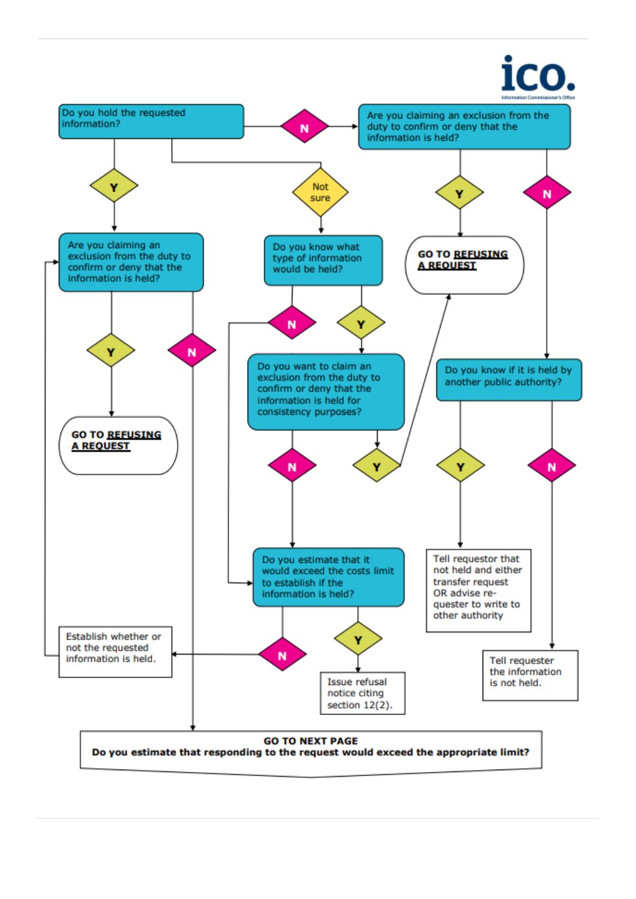Do you hold the requested information?

- **N** → Are you claiming an exclusion from the duty to confirm or deny that the information is held?
  - **Y** → GO TO REFUSING A REQUEST
  - **N** → Do you know if it is held by another public authority?
    - **Y** → Tell requestor that not held and either transfer request OR advise re-quester to write to other authority
    - **N** → Tell requester the information is not held.
- **Y** → Are you claiming an exclusion from the duty to confirm or deny that the information is held?
  - **Y** → GO TO REFUSING A REQUEST
  - **N** → GO TO NEXT PAGE
- **Not sure** → Do you know what type of information would be held?
  - **Y** → Do you want to claim an exclusion from the duty to confirm or deny that the information is held for consistency purposes?
    - **Y** → GO TO REFUSING A REQUEST
    - **N** → Do you estimate that it would exceed the costs limit to establish if the information is held?
  - **N** → Do you estimate that it would exceed the costs limit to establish if the information is held?
    - **Y** → Issue refusal notice citing section 12(2).
    - **N** → Establish whether or not the requested information is held. → Are you claiming an exclusion from the duty to confirm or deny that the information is held?

**GO TO NEXT PAGE**

**Do you estimate that responding to the request would exceed the appropriate limit?**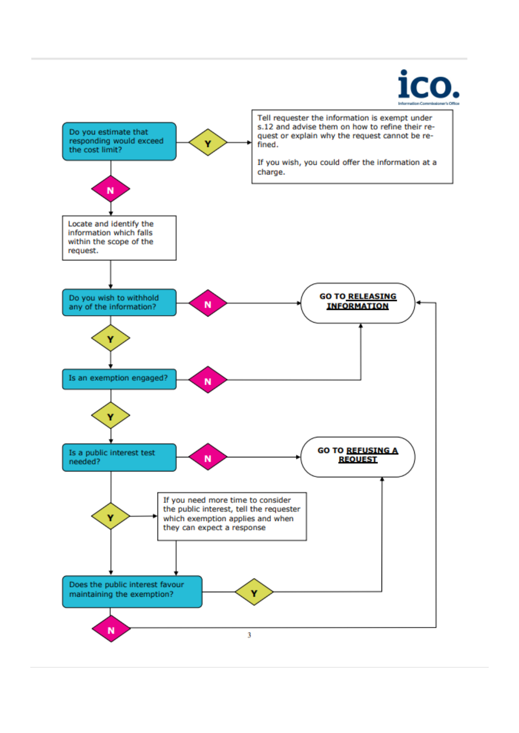Do you estimate that responding would exceed the cost limit?

- **Y** → Tell requester the information is exempt under s.12 and advise them on how to refine their request or explain why the request cannot be refined.

  If you wish, you could offer the information at a charge.

- **N** → Locate and identify the information which falls within the scope of the request.

Do you wish to withhold any of the information?

- **N** → **GO TO RELEASING INFORMATION**
- **Y** → Is an exemption engaged?

Is an exemption engaged?

- **N** → **GO TO RELEASING INFORMATION**
- **Y** → Is a public interest test needed?

Is a public interest test needed?

- **N** → **GO TO REFUSING A REQUEST**
- **Y** → If you need more time to consider the public interest, tell the requester which exemption applies and when they can expect a response → Does the public interest favour maintaining the exemption?

Does the public interest favour maintaining the exemption?

- **Y** → **GO TO REFUSING A REQUEST**
- **N** → **GO TO RELEASING INFORMATION**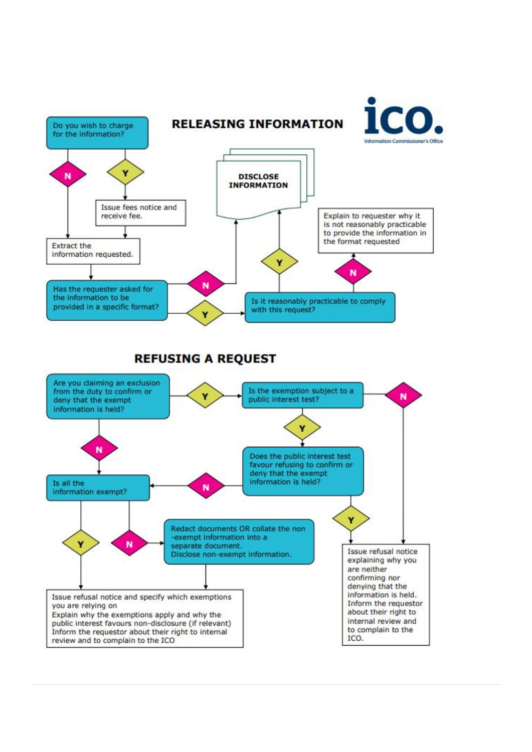# RELEASING INFORMATION

ico.

Information Commissioner's Office

Do you wish to charge for the information?

N

Y

Issue fees notice and receive fee.

Extract the information requested.

Has the requester asked for the information to be provided in a specific format?

N

Y

DISCLOSE INFORMATION

Is it reasonably practicable to comply with this request?

Y

N

Explain to requester why it is not reasonably practicable to provide the information in the format requested

# REFUSING A REQUEST

Are you claiming an exclusion from the duty to confirm or deny that the exempt information is held?

Y

N

Is the exemption subject to a public interest test?

Y

N

Does the public interest test favour refusing to confirm or deny that the exempt information is held?

N

Y

Is all the information exempt?

Y

N

Redact documents OR collate the non-exempt information into a separate document.
Disclose non-exempt information.

Issue refusal notice and specify which exemptions you are relying on
Explain why the exemptions apply and why the public interest favours non-disclosure (if relevant)
Inform the requestor about their right to internal review and to complain to the ICO

Issue refusal notice explaining why you are neither confirming nor denying that the information is held.
Inform the requestor about their right to internal review and to complain to the ICO.